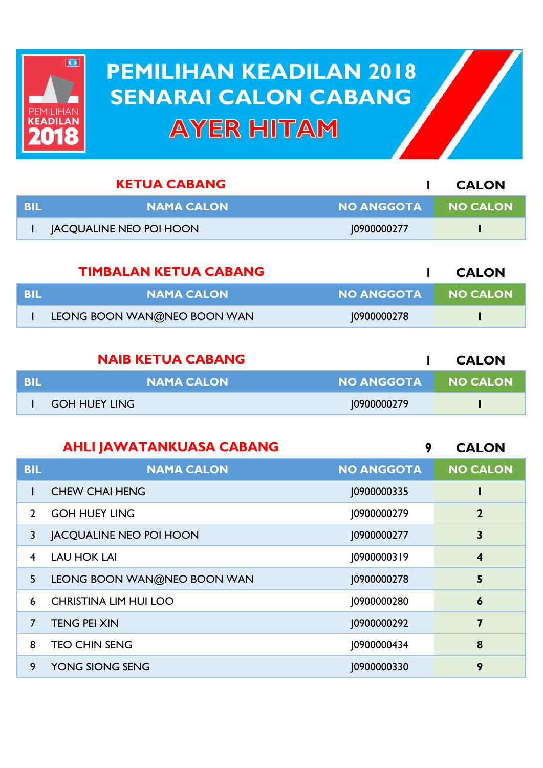# PEMILIHAN KEADILAN 2018
# SENARAI CALON CABANG
# AYER HITAM

## KETUA CABANG

1 CALON

| BIL | NAMA CALON | NO ANGGOTA | NO CALON |
|---|---|---|---|
| 1 | JACQUALINE NEO POI HOON | J0900000277 | 1 |

## TIMBALAN KETUA CABANG

1 CALON

| BIL | NAMA CALON | NO ANGGOTA | NO CALON |
|---|---|---|---|
| 1 | LEONG BOON WAN@NEO BOON WAN | J0900000278 | 1 |

## NAIB KETUA CABANG

1 CALON

| BIL | NAMA CALON | NO ANGGOTA | NO CALON |
|---|---|---|---|
| 1 | GOH HUEY LING | J0900000279 | 1 |

## AHLI JAWATANKUASA CABANG

9 CALON

| BIL | NAMA CALON | NO ANGGOTA | NO CALON |
|---|---|---|---|
| 1 | CHEW CHAI HENG | J0900000335 | 1 |
| 2 | GOH HUEY LING | J0900000279 | 2 |
| 3 | JACQUALINE NEO POI HOON | J0900000277 | 3 |
| 4 | LAU HOK LAI | J0900000319 | 4 |
| 5 | LEONG BOON WAN@NEO BOON WAN | J0900000278 | 5 |
| 6 | CHRISTINA LIM HUI LOO | J0900000280 | 6 |
| 7 | TENG PEI XIN | J0900000292 | 7 |
| 8 | TEO CHIN SENG | J0900000434 | 8 |
| 9 | YONG SIONG SENG | J0900000330 | 9 |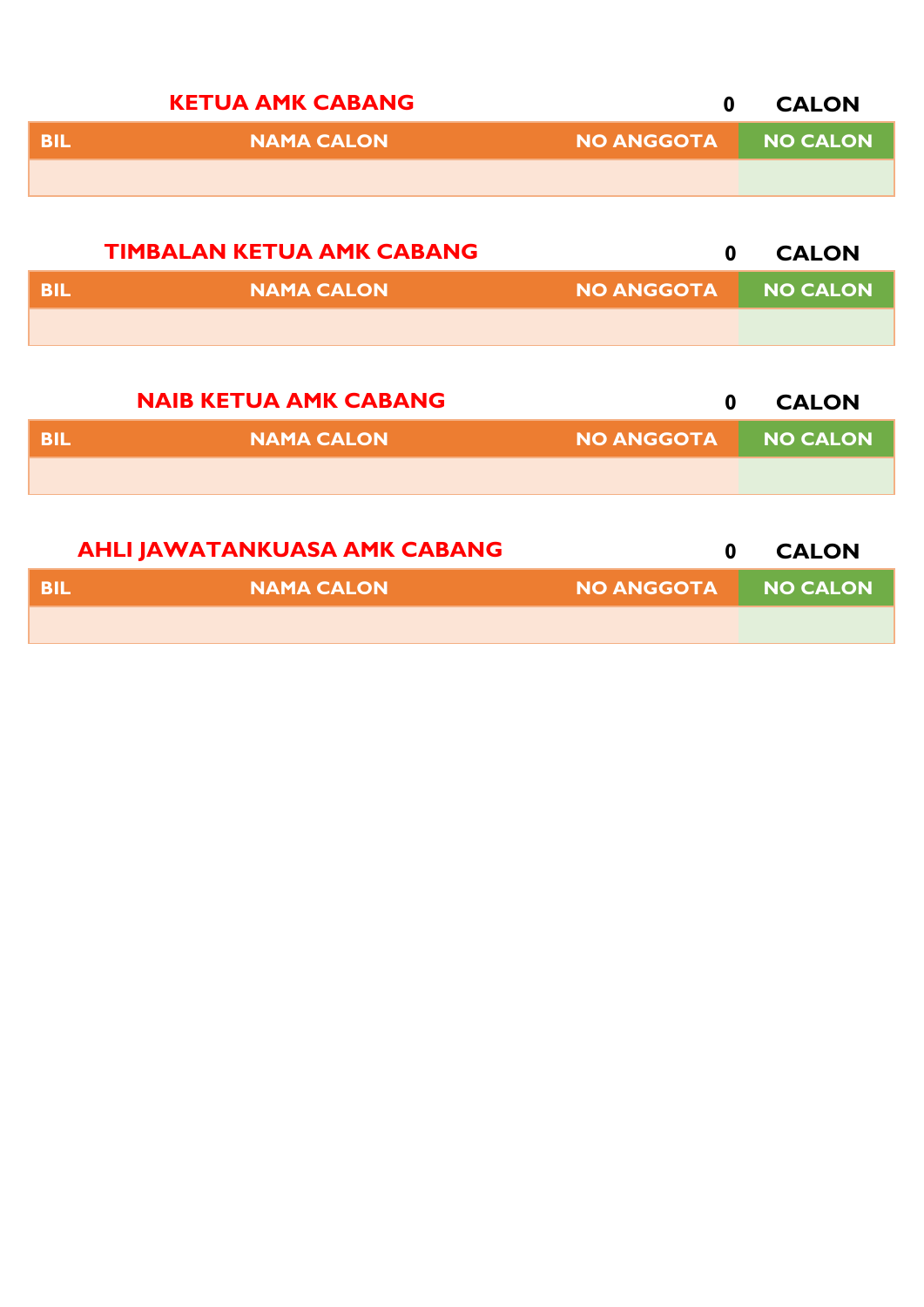## KETUA AMK CABANG

**0 CALON**

| BIL | NAMA CALON | NO ANGGOTA | NO CALON |
|---|---|---|---|
| | | | |

## TIMBALAN KETUA AMK CABANG

**0 CALON**

| BIL | NAMA CALON | NO ANGGOTA | NO CALON |
|---|---|---|---|
| | | | |

## NAIB KETUA AMK CABANG

**0 CALON**

| BIL | NAMA CALON | NO ANGGOTA | NO CALON |
|---|---|---|---|
| | | | |

## AHLI JAWATANKUASA AMK CABANG

**0 CALON**

| BIL | NAMA CALON | NO ANGGOTA | NO CALON |
|---|---|---|---|
| | | | |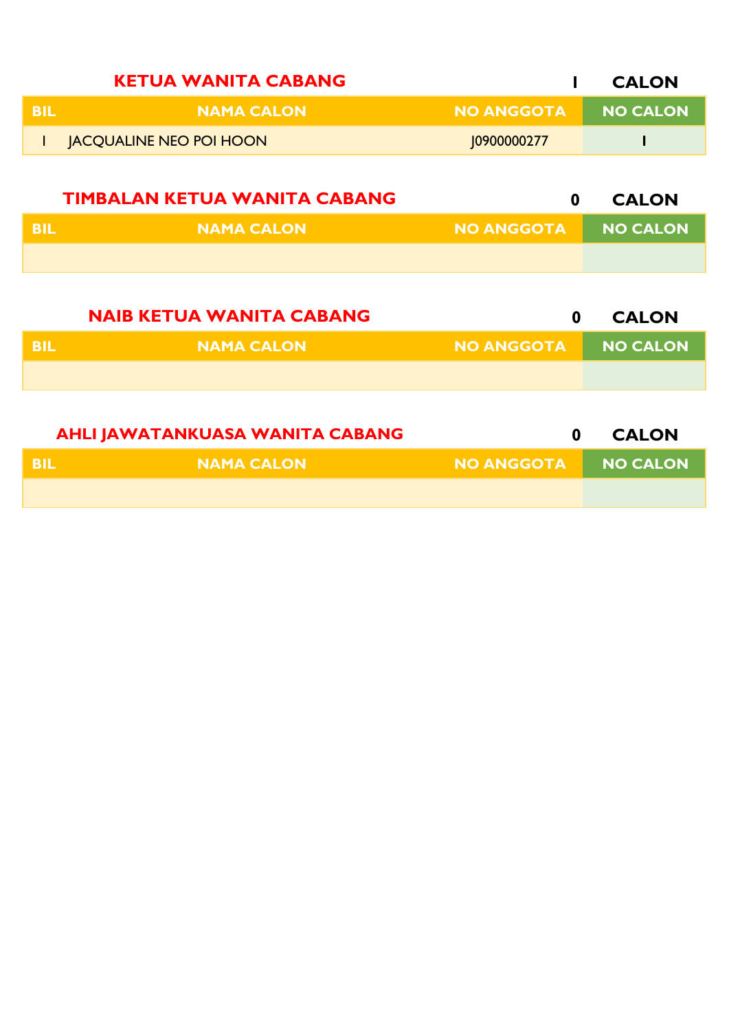## KETUA WANITA CABANG

**1 CALON**

| BIL | NAMA CALON | NO ANGGOTA | NO CALON |
|---|---|---|---|
| 1 | JACQUALINE NEO POI HOON | J0900000277 | 1 |

## TIMBALAN KETUA WANITA CABANG

**0 CALON**

| BIL | NAMA CALON | NO ANGGOTA | NO CALON |
|---|---|---|---|
| | | | |

## NAIB KETUA WANITA CABANG

**0 CALON**

| BIL | NAMA CALON | NO ANGGOTA | NO CALON |
|---|---|---|---|
| | | | |

## AHLI JAWATANKUASA WANITA CABANG

**0 CALON**

| BIL | NAMA CALON | NO ANGGOTA | NO CALON |
|---|---|---|---|
| | | | |